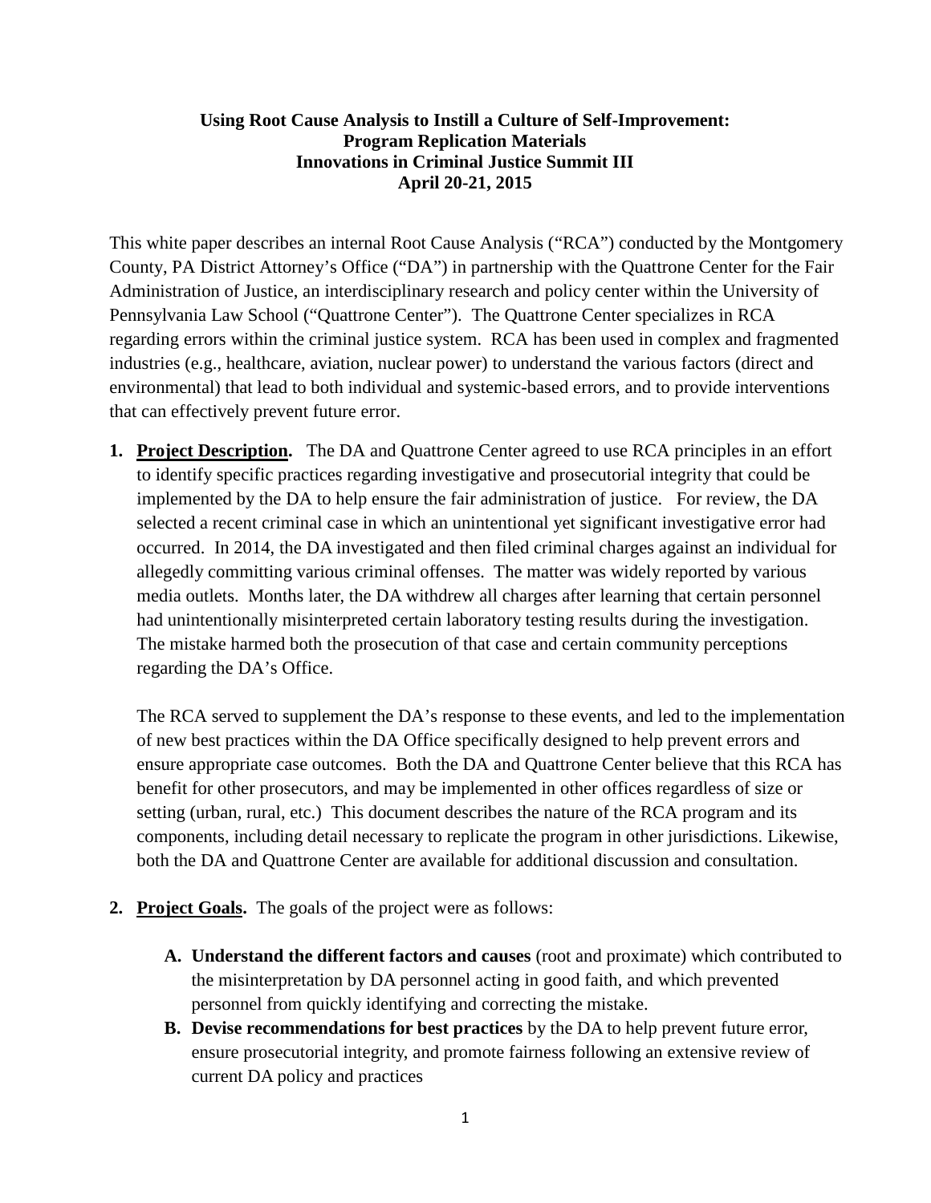**Using Root Cause Analysis to Instill a Culture of Self-Improvement:**
**Program Replication Materials**
**Innovations in Criminal Justice Summit III**
**April 20-21, 2015**

This white paper describes an internal Root Cause Analysis ("RCA") conducted by the Montgomery County, PA District Attorney's Office ("DA") in partnership with the Quattrone Center for the Fair Administration of Justice, an interdisciplinary research and policy center within the University of Pennsylvania Law School ("Quattrone Center"). The Quattrone Center specializes in RCA regarding errors within the criminal justice system. RCA has been used in complex and fragmented industries (e.g., healthcare, aviation, nuclear power) to understand the various factors (direct and environmental) that lead to both individual and systemic-based errors, and to provide interventions that can effectively prevent future error.

1. **Project Description.** The DA and Quattrone Center agreed to use RCA principles in an effort to identify specific practices regarding investigative and prosecutorial integrity that could be implemented by the DA to help ensure the fair administration of justice. For review, the DA selected a recent criminal case in which an unintentional yet significant investigative error had occurred. In 2014, the DA investigated and then filed criminal charges against an individual for allegedly committing various criminal offenses. The matter was widely reported by various media outlets. Months later, the DA withdrew all charges after learning that certain personnel had unintentionally misinterpreted certain laboratory testing results during the investigation. The mistake harmed both the prosecution of that case and certain community perceptions regarding the DA's Office.

   The RCA served to supplement the DA's response to these events, and led to the implementation of new best practices within the DA Office specifically designed to help prevent errors and ensure appropriate case outcomes. Both the DA and Quattrone Center believe that this RCA has benefit for other prosecutors, and may be implemented in other offices regardless of size or setting (urban, rural, etc.) This document describes the nature of the RCA program and its components, including detail necessary to replicate the program in other jurisdictions. Likewise, both the DA and Quattrone Center are available for additional discussion and consultation.

2. **Project Goals.** The goals of the project were as follows:

   A. **Understand the different factors and causes** (root and proximate) which contributed to the misinterpretation by DA personnel acting in good faith, and which prevented personnel from quickly identifying and correcting the mistake.

   B. **Devise recommendations for best practices** by the DA to help prevent future error, ensure prosecutorial integrity, and promote fairness following an extensive review of current DA policy and practices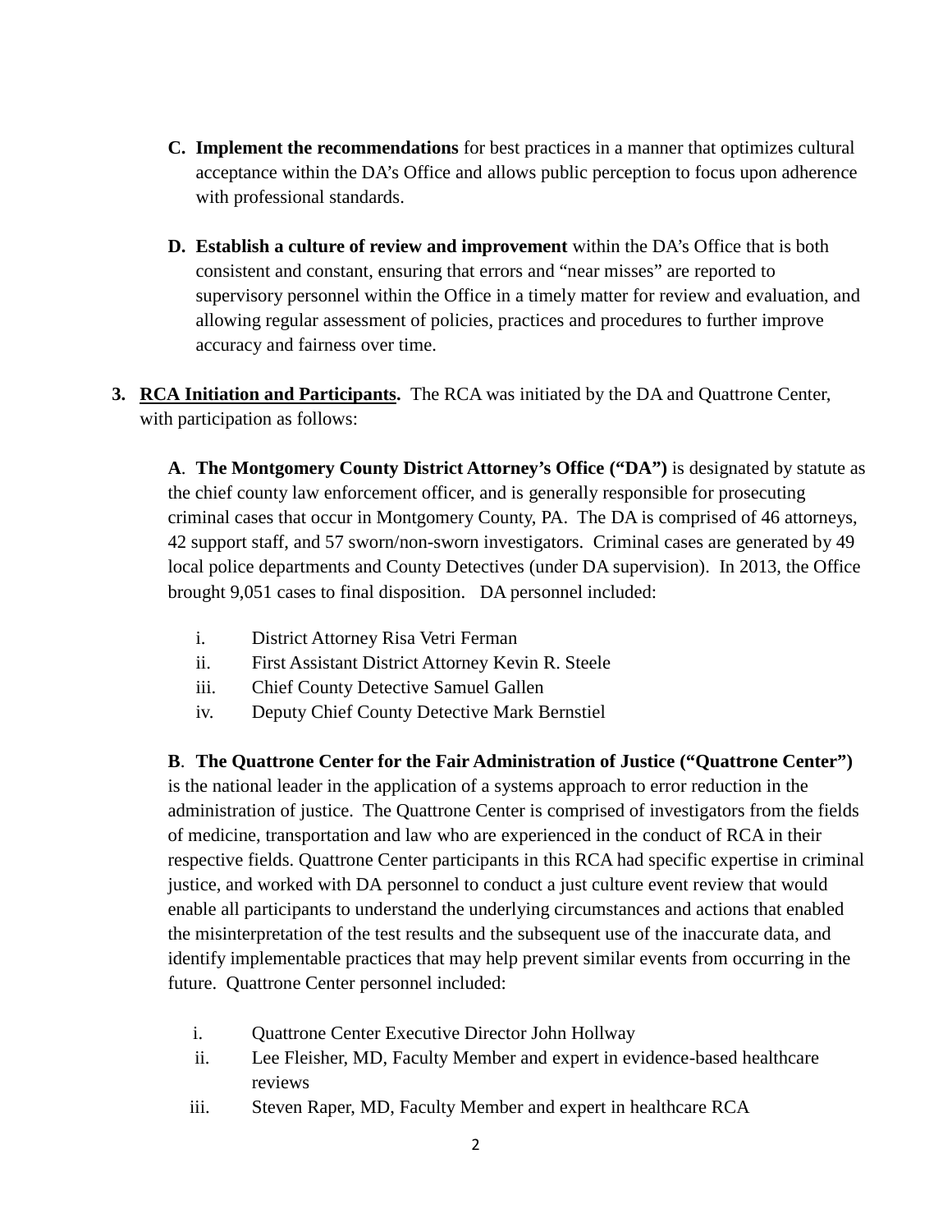C. **Implement the recommendations** for best practices in a manner that optimizes cultural acceptance within the DA's Office and allows public perception to focus upon adherence with professional standards.

D. **Establish a culture of review and improvement** within the DA's Office that is both consistent and constant, ensuring that errors and "near misses" are reported to supervisory personnel within the Office in a timely matter for review and evaluation, and allowing regular assessment of policies, practices and procedures to further improve accuracy and fairness over time.

3. **RCA Initiation and Participants.** The RCA was initiated by the DA and Quattrone Center, with participation as follows:

   **A**. **The Montgomery County District Attorney's Office ("DA")** is designated by statute as the chief county law enforcement officer, and is generally responsible for prosecuting criminal cases that occur in Montgomery County, PA. The DA is comprised of 46 attorneys, 42 support staff, and 57 sworn/non-sworn investigators. Criminal cases are generated by 49 local police departments and County Detectives (under DA supervision). In 2013, the Office brought 9,051 cases to final disposition. DA personnel included:

   i. District Attorney Risa Vetri Ferman
   ii. First Assistant District Attorney Kevin R. Steele
   iii. Chief County Detective Samuel Gallen
   iv. Deputy Chief County Detective Mark Bernstiel

   **B**. **The Quattrone Center for the Fair Administration of Justice ("Quattrone Center")** is the national leader in the application of a systems approach to error reduction in the administration of justice. The Quattrone Center is comprised of investigators from the fields of medicine, transportation and law who are experienced in the conduct of RCA in their respective fields. Quattrone Center participants in this RCA had specific expertise in criminal justice, and worked with DA personnel to conduct a just culture event review that would enable all participants to understand the underlying circumstances and actions that enabled the misinterpretation of the test results and the subsequent use of the inaccurate data, and identify implementable practices that may help prevent similar events from occurring in the future. Quattrone Center personnel included:

   i. Quattrone Center Executive Director John Hollway
   ii. Lee Fleisher, MD, Faculty Member and expert in evidence-based healthcare reviews
   iii. Steven Raper, MD, Faculty Member and expert in healthcare RCA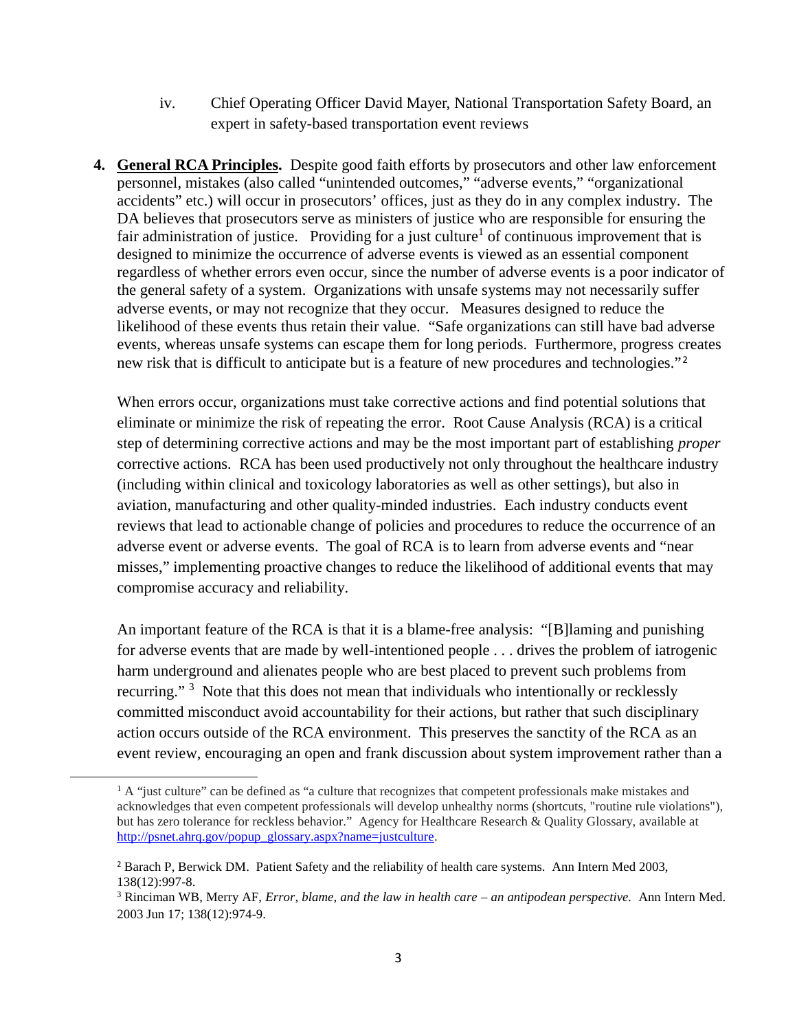iv. Chief Operating Officer David Mayer, National Transportation Safety Board, an expert in safety-based transportation event reviews

4. **General RCA Principles.** Despite good faith efforts by prosecutors and other law enforcement personnel, mistakes (also called "unintended outcomes," "adverse events," "organizational accidents" etc.) will occur in prosecutors' offices, just as they do in any complex industry. The DA believes that prosecutors serve as ministers of justice who are responsible for ensuring the fair administration of justice. Providing for a just culture[1] of continuous improvement that is designed to minimize the occurrence of adverse events is viewed as an essential component regardless of whether errors even occur, since the number of adverse events is a poor indicator of the general safety of a system. Organizations with unsafe systems may not necessarily suffer adverse events, or may not recognize that they occur. Measures designed to reduce the likelihood of these events thus retain their value. "Safe organizations can still have bad adverse events, whereas unsafe systems can escape them for long periods. Furthermore, progress creates new risk that is difficult to anticipate but is a feature of new procedures and technologies."[2]

   When errors occur, organizations must take corrective actions and find potential solutions that eliminate or minimize the risk of repeating the error. Root Cause Analysis (RCA) is a critical step of determining corrective actions and may be the most important part of establishing *proper* corrective actions. RCA has been used productively not only throughout the healthcare industry (including within clinical and toxicology laboratories as well as other settings), but also in aviation, manufacturing and other quality-minded industries. Each industry conducts event reviews that lead to actionable change of policies and procedures to reduce the occurrence of an adverse event or adverse events. The goal of RCA is to learn from adverse events and "near misses," implementing proactive changes to reduce the likelihood of additional events that may compromise accuracy and reliability.

   An important feature of the RCA is that it is a blame-free analysis: "[B]laming and punishing for adverse events that are made by well-intentioned people . . . drives the problem of iatrogenic harm underground and alienates people who are best placed to prevent such problems from recurring."[3] Note that this does not mean that individuals who intentionally or recklessly committed misconduct avoid accountability for their actions, but rather that such disciplinary action occurs outside of the RCA environment. This preserves the sanctity of the RCA as an event review, encouraging an open and frank discussion about system improvement rather than a

---

[1] A "just culture" can be defined as "a culture that recognizes that competent professionals make mistakes and acknowledges that even competent professionals will develop unhealthy norms (shortcuts, "routine rule violations"), but has zero tolerance for reckless behavior." Agency for Healthcare Research & Quality Glossary, available at http://psnet.ahrq.gov/popup_glossary.aspx?name=justculture.

[2] Barach P, Berwick DM. Patient Safety and the reliability of health care systems. Ann Intern Med 2003, 138(12):997-8.

[3] Rinciman WB, Merry AF, *Error, blame, and the law in health care – an antipodean perspective.* Ann Intern Med. 2003 Jun 17; 138(12):974-9.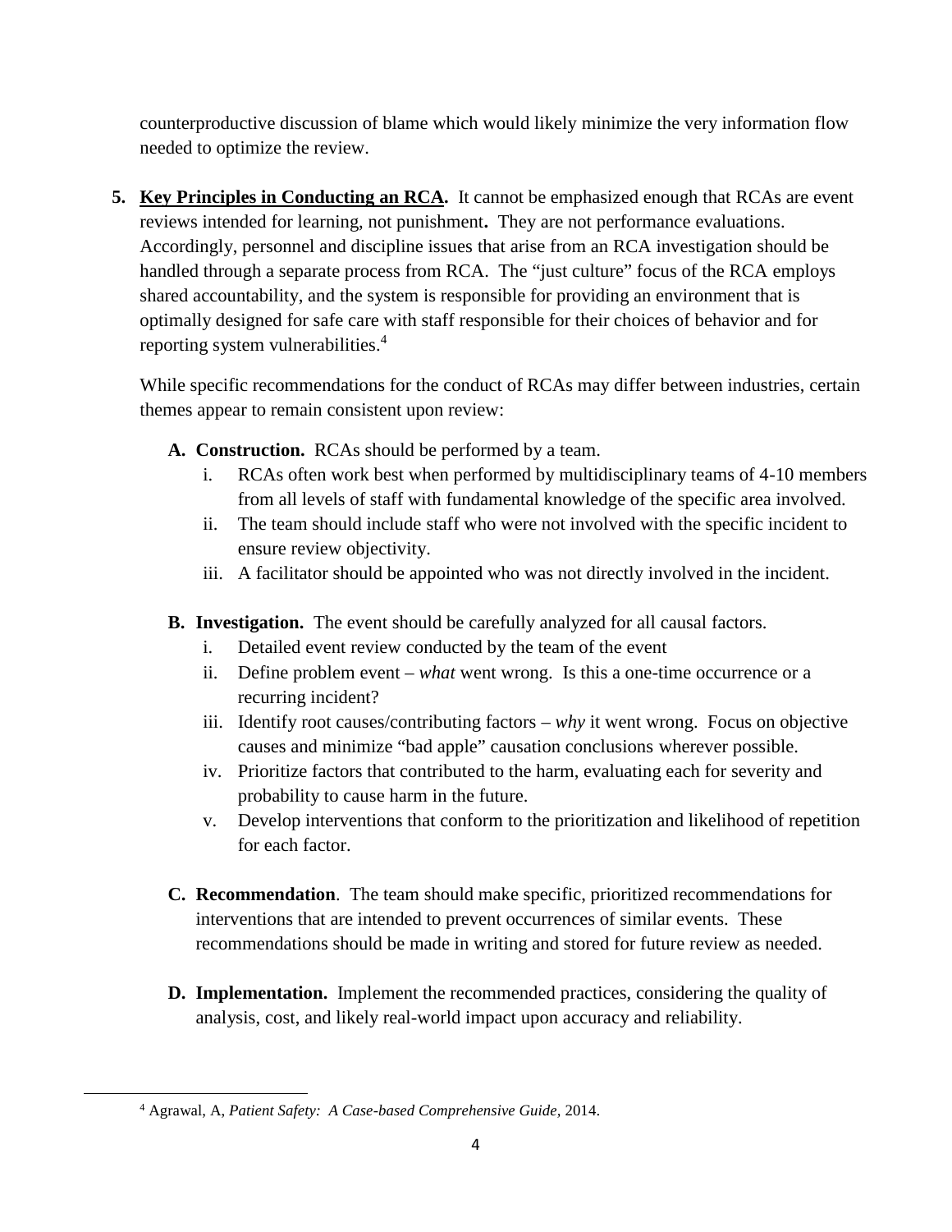counterproductive discussion of blame which would likely minimize the very information flow needed to optimize the review.

5. **Key Principles in Conducting an RCA.** It cannot be emphasized enough that RCAs are event reviews intended for learning, not punishment**.** They are not performance evaluations. Accordingly, personnel and discipline issues that arise from an RCA investigation should be handled through a separate process from RCA. The "just culture" focus of the RCA employs shared accountability, and the system is responsible for providing an environment that is optimally designed for safe care with staff responsible for their choices of behavior and for reporting system vulnerabilities.[4]

   While specific recommendations for the conduct of RCAs may differ between industries, certain themes appear to remain consistent upon review:

   **A. Construction.** RCAs should be performed by a team.

      i. RCAs often work best when performed by multidisciplinary teams of 4-10 members from all levels of staff with fundamental knowledge of the specific area involved.
      ii. The team should include staff who were not involved with the specific incident to ensure review objectivity.
      iii. A facilitator should be appointed who was not directly involved in the incident.

   **B. Investigation.** The event should be carefully analyzed for all causal factors.

      i. Detailed event review conducted by the team of the event
      ii. Define problem event – *what* went wrong. Is this a one-time occurrence or a recurring incident?
      iii. Identify root causes/contributing factors – *why* it went wrong. Focus on objective causes and minimize "bad apple" causation conclusions wherever possible.
      iv. Prioritize factors that contributed to the harm, evaluating each for severity and probability to cause harm in the future.
      v. Develop interventions that conform to the prioritization and likelihood of repetition for each factor.

   **C. Recommendation**. The team should make specific, prioritized recommendations for interventions that are intended to prevent occurrences of similar events. These recommendations should be made in writing and stored for future review as needed.

   **D. Implementation.** Implement the recommended practices, considering the quality of analysis, cost, and likely real-world impact upon accuracy and reliability.

[4] Agrawal, A, *Patient Safety: A Case-based Comprehensive Guide,* 2014.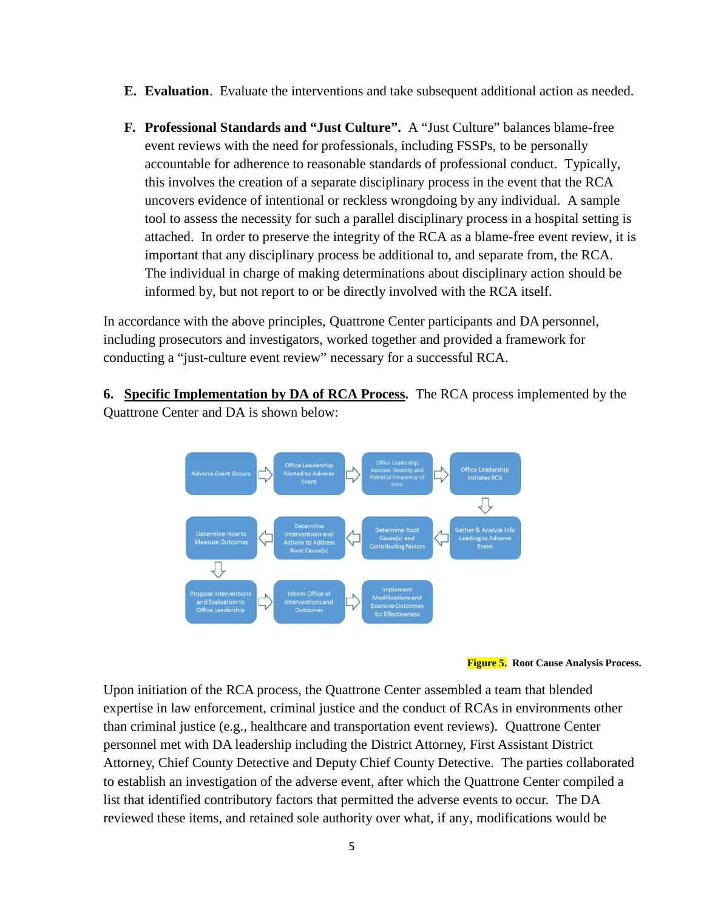**E. Evaluation**. Evaluate the interventions and take subsequent additional action as needed.

**F. Professional Standards and "Just Culture".** A "Just Culture" balances blame-free event reviews with the need for professionals, including FSSPs, to be personally accountable for adherence to reasonable standards of professional conduct. Typically, this involves the creation of a separate disciplinary process in the event that the RCA uncovers evidence of intentional or reckless wrongdoing by any individual. A sample tool to assess the necessity for such a parallel disciplinary process in a hospital setting is attached. In order to preserve the integrity of the RCA as a blame-free event review, it is important that any disciplinary process be additional to, and separate from, the RCA. The individual in charge of making determinations about disciplinary action should be informed by, but not report to or be directly involved with the RCA itself.

In accordance with the above principles, Quattrone Center participants and DA personnel, including prosecutors and investigators, worked together and provided a framework for conducting a "just-culture event review" necessary for a successful RCA.

**6. <u>Specific Implementation by DA of RCA Process</u>.** The RCA process implemented by the Quattrone Center and DA is shown below:

Adverse Event Occurs → Office Leadership Alerted to Adverse Event → Office Leadership Assesses Severity and Potential Frequency of Error → Office Leadership Initiates RCA → Gather & Analyze Info Leading to Adverse Event → Determine Root Cause(s) and Contributing Factors → Determine Interventions and Actions to Address Root Cause(s) → Determine How to Measure Outcomes → Propose Interventions and Evaluation to Office Leadership → Inform Office of Interventions and Outcomes → Implement Modifications and Examine Outcomes for Effectiveness

**Figure 5.** **Root Cause Analysis Process.**

Upon initiation of the RCA process, the Quattrone Center assembled a team that blended expertise in law enforcement, criminal justice and the conduct of RCAs in environments other than criminal justice (e.g., healthcare and transportation event reviews). Quattrone Center personnel met with DA leadership including the District Attorney, First Assistant District Attorney, Chief County Detective and Deputy Chief County Detective. The parties collaborated to establish an investigation of the adverse event, after which the Quattrone Center compiled a list that identified contributory factors that permitted the adverse events to occur. The DA reviewed these items, and retained sole authority over what, if any, modifications would be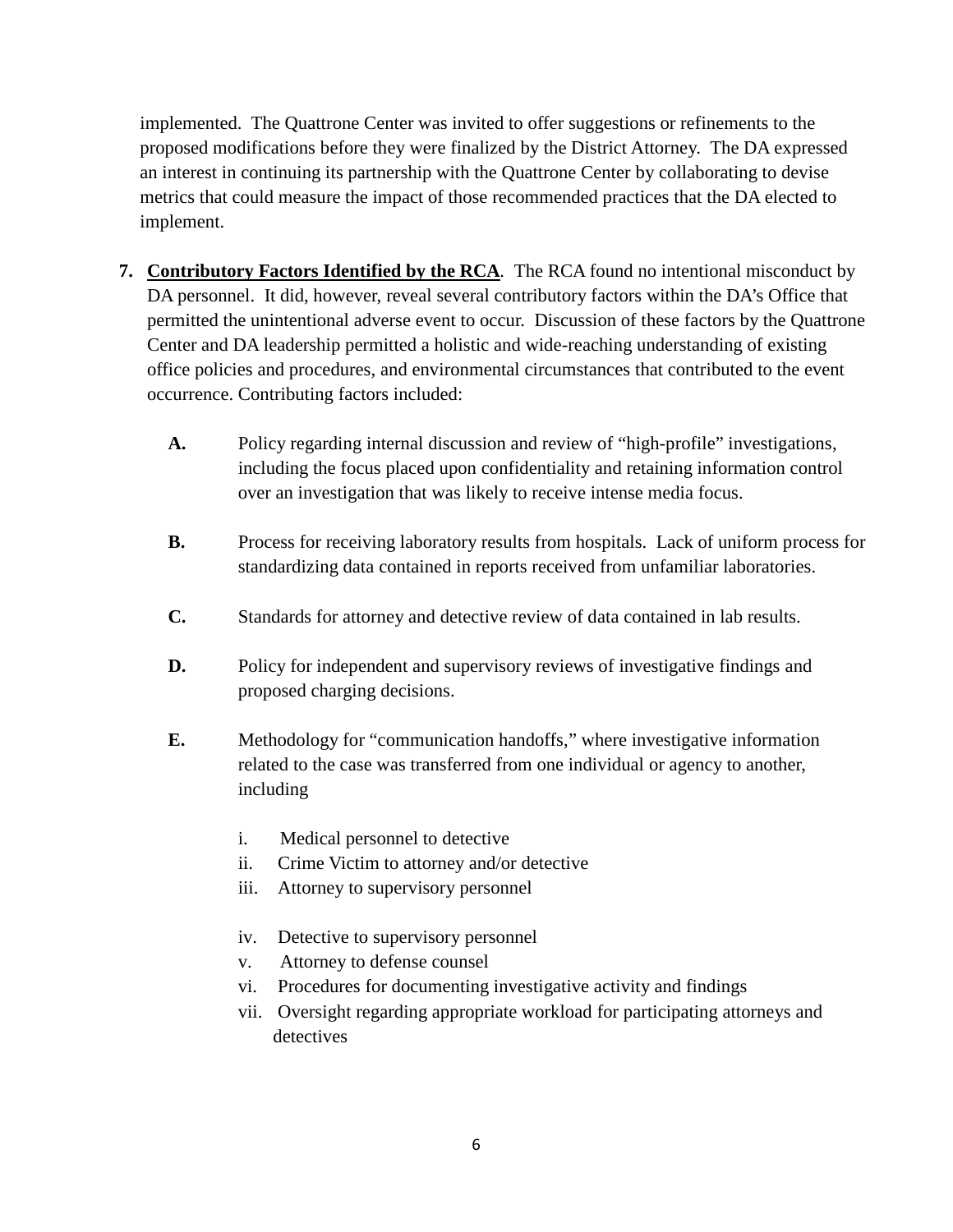implemented. The Quattrone Center was invited to offer suggestions or refinements to the proposed modifications before they were finalized by the District Attorney. The DA expressed an interest in continuing its partnership with the Quattrone Center by collaborating to devise metrics that could measure the impact of those recommended practices that the DA elected to implement.

7. **Contributory Factors Identified by the RCA**. The RCA found no intentional misconduct by DA personnel. It did, however, reveal several contributory factors within the DA's Office that permitted the unintentional adverse event to occur. Discussion of these factors by the Quattrone Center and DA leadership permitted a holistic and wide-reaching understanding of existing office policies and procedures, and environmental circumstances that contributed to the event occurrence. Contributing factors included:

   **A.** Policy regarding internal discussion and review of "high-profile" investigations, including the focus placed upon confidentiality and retaining information control over an investigation that was likely to receive intense media focus.

   **B.** Process for receiving laboratory results from hospitals. Lack of uniform process for standardizing data contained in reports received from unfamiliar laboratories.

   **C.** Standards for attorney and detective review of data contained in lab results.

   **D.** Policy for independent and supervisory reviews of investigative findings and proposed charging decisions.

   **E.** Methodology for "communication handoffs," where investigative information related to the case was transferred from one individual or agency to another, including

      i. Medical personnel to detective
      ii. Crime Victim to attorney and/or detective
      iii. Attorney to supervisory personnel
      iv. Detective to supervisory personnel
      v. Attorney to defense counsel
      vi. Procedures for documenting investigative activity and findings
      vii. Oversight regarding appropriate workload for participating attorneys and detectives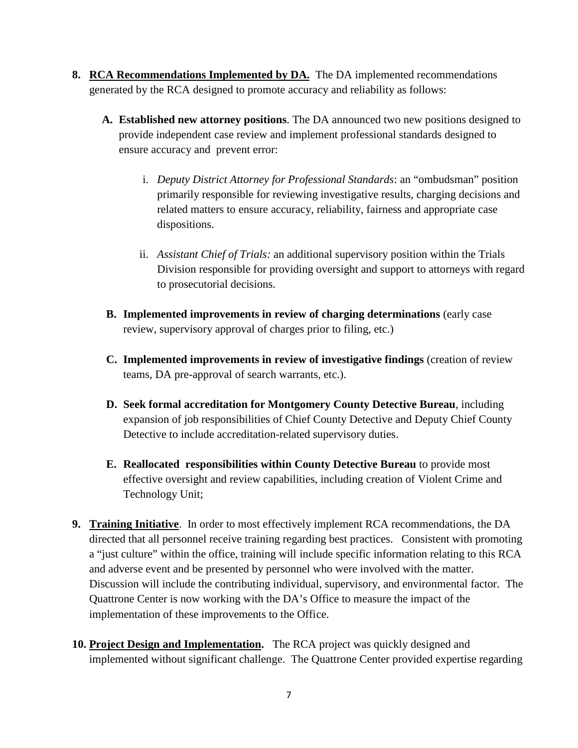8. **RCA Recommendations Implemented by DA.** The DA implemented recommendations generated by the RCA designed to promote accuracy and reliability as follows:

   A. **Established new attorney positions**. The DA announced two new positions designed to provide independent case review and implement professional standards designed to ensure accuracy and prevent error:

      i. *Deputy District Attorney for Professional Standards*: an "ombudsman" position primarily responsible for reviewing investigative results, charging decisions and related matters to ensure accuracy, reliability, fairness and appropriate case dispositions.

      ii. *Assistant Chief of Trials:* an additional supervisory position within the Trials Division responsible for providing oversight and support to attorneys with regard to prosecutorial decisions.

   B. **Implemented improvements in review of charging determinations** (early case review, supervisory approval of charges prior to filing, etc.)

   C. **Implemented improvements in review of investigative findings** (creation of review teams, DA pre-approval of search warrants, etc.).

   D. **Seek formal accreditation for Montgomery County Detective Bureau**, including expansion of job responsibilities of Chief County Detective and Deputy Chief County Detective to include accreditation-related supervisory duties.

   E. **Reallocated responsibilities within County Detective Bureau** to provide most effective oversight and review capabilities, including creation of Violent Crime and Technology Unit;

9. **Training Initiative**. In order to most effectively implement RCA recommendations, the DA directed that all personnel receive training regarding best practices. Consistent with promoting a "just culture" within the office, training will include specific information relating to this RCA and adverse event and be presented by personnel who were involved with the matter. Discussion will include the contributing individual, supervisory, and environmental factor. The Quattrone Center is now working with the DA's Office to measure the impact of the implementation of these improvements to the Office.

10. **Project Design and Implementation.** The RCA project was quickly designed and implemented without significant challenge. The Quattrone Center provided expertise regarding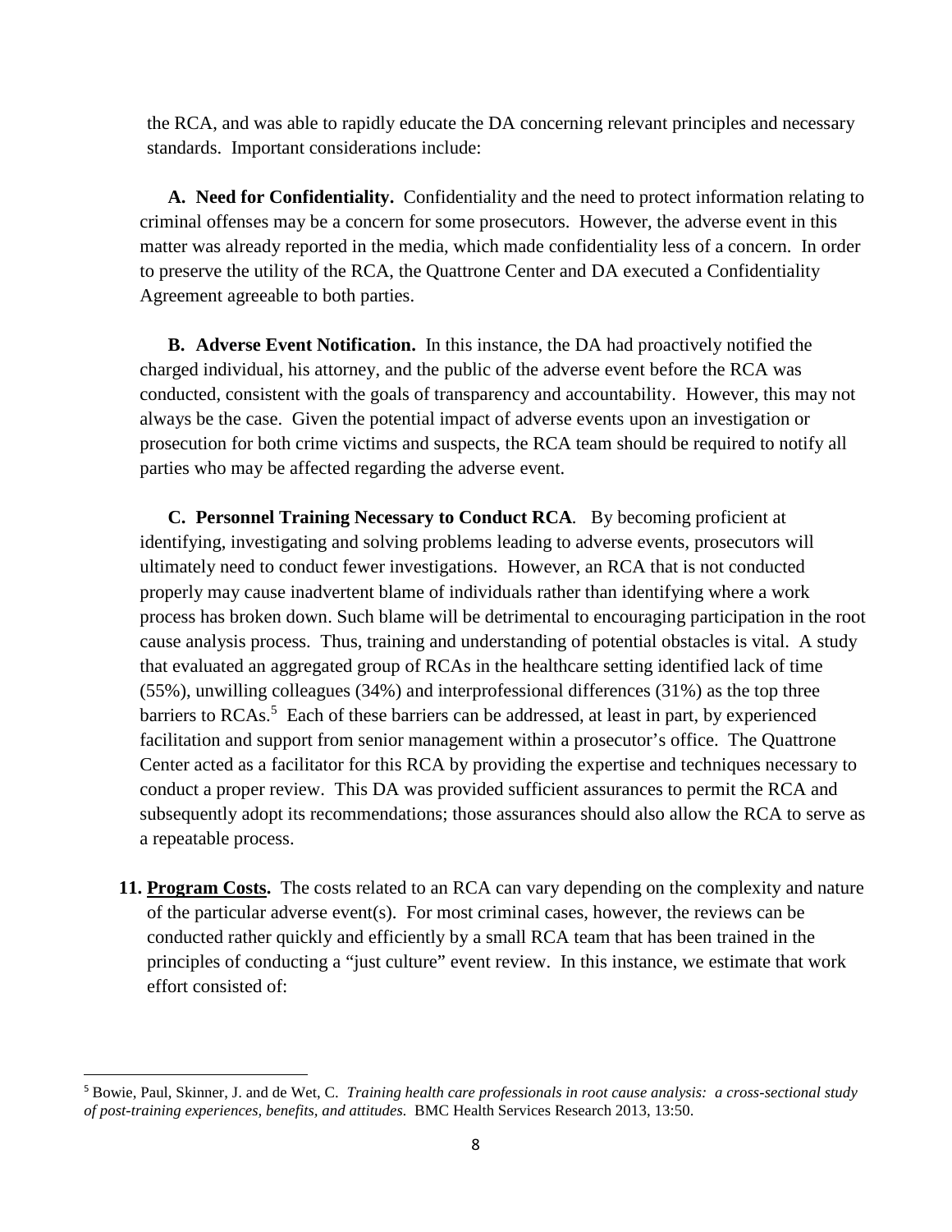the RCA, and was able to rapidly educate the DA concerning relevant principles and necessary standards. Important considerations include:

**A. Need for Confidentiality.** Confidentiality and the need to protect information relating to criminal offenses may be a concern for some prosecutors. However, the adverse event in this matter was already reported in the media, which made confidentiality less of a concern. In order to preserve the utility of the RCA, the Quattrone Center and DA executed a Confidentiality Agreement agreeable to both parties.

**B. Adverse Event Notification.** In this instance, the DA had proactively notified the charged individual, his attorney, and the public of the adverse event before the RCA was conducted, consistent with the goals of transparency and accountability. However, this may not always be the case. Given the potential impact of adverse events upon an investigation or prosecution for both crime victims and suspects, the RCA team should be required to notify all parties who may be affected regarding the adverse event.

**C. Personnel Training Necessary to Conduct RCA**. By becoming proficient at identifying, investigating and solving problems leading to adverse events, prosecutors will ultimately need to conduct fewer investigations. However, an RCA that is not conducted properly may cause inadvertent blame of individuals rather than identifying where a work process has broken down. Such blame will be detrimental to encouraging participation in the root cause analysis process. Thus, training and understanding of potential obstacles is vital. A study that evaluated an aggregated group of RCAs in the healthcare setting identified lack of time (55%), unwilling colleagues (34%) and interprofessional differences (31%) as the top three barriers to RCAs.[5] Each of these barriers can be addressed, at least in part, by experienced facilitation and support from senior management within a prosecutor's office. The Quattrone Center acted as a facilitator for this RCA by providing the expertise and techniques necessary to conduct a proper review. This DA was provided sufficient assurances to permit the RCA and subsequently adopt its recommendations; those assurances should also allow the RCA to serve as a repeatable process.

11. **Program Costs.** The costs related to an RCA can vary depending on the complexity and nature of the particular adverse event(s). For most criminal cases, however, the reviews can be conducted rather quickly and efficiently by a small RCA team that has been trained in the principles of conducting a "just culture" event review. In this instance, we estimate that work effort consisted of:

---

[5] Bowie, Paul, Skinner, J. and de Wet, C. *Training health care professionals in root cause analysis: a cross-sectional study of post-training experiences, benefits, and attitudes.* BMC Health Services Research 2013, 13:50.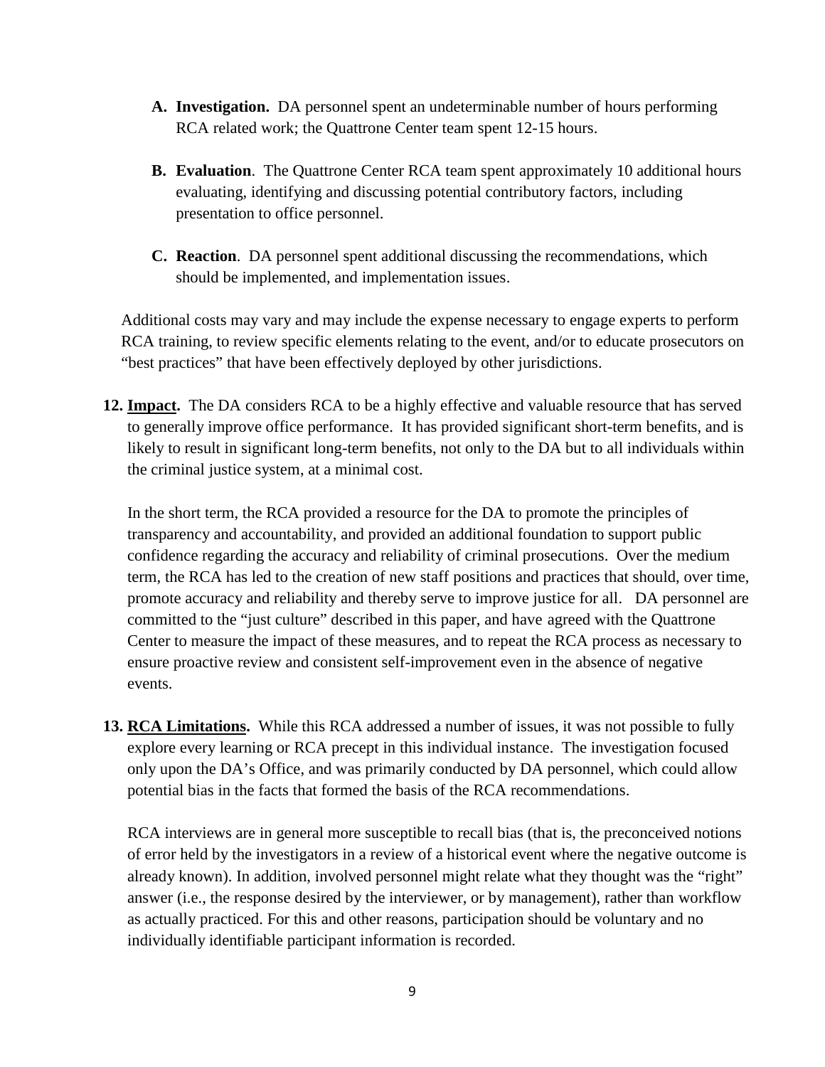A. **Investigation.** DA personnel spent an undeterminable number of hours performing RCA related work; the Quattrone Center team spent 12-15 hours.

B. **Evaluation**. The Quattrone Center RCA team spent approximately 10 additional hours evaluating, identifying and discussing potential contributory factors, including presentation to office personnel.

C. **Reaction**. DA personnel spent additional discussing the recommendations, which should be implemented, and implementation issues.

Additional costs may vary and may include the expense necessary to engage experts to perform RCA training, to review specific elements relating to the event, and/or to educate prosecutors on "best practices" that have been effectively deployed by other jurisdictions.

12. **<u>Impact</u>.** The DA considers RCA to be a highly effective and valuable resource that has served to generally improve office performance. It has provided significant short-term benefits, and is likely to result in significant long-term benefits, not only to the DA but to all individuals within the criminal justice system, at a minimal cost.

    In the short term, the RCA provided a resource for the DA to promote the principles of transparency and accountability, and provided an additional foundation to support public confidence regarding the accuracy and reliability of criminal prosecutions. Over the medium term, the RCA has led to the creation of new staff positions and practices that should, over time, promote accuracy and reliability and thereby serve to improve justice for all. DA personnel are committed to the "just culture" described in this paper, and have agreed with the Quattrone Center to measure the impact of these measures, and to repeat the RCA process as necessary to ensure proactive review and consistent self-improvement even in the absence of negative events.

13. **<u>RCA Limitations</u>.** While this RCA addressed a number of issues, it was not possible to fully explore every learning or RCA precept in this individual instance. The investigation focused only upon the DA's Office, and was primarily conducted by DA personnel, which could allow potential bias in the facts that formed the basis of the RCA recommendations.

    RCA interviews are in general more susceptible to recall bias (that is, the preconceived notions of error held by the investigators in a review of a historical event where the negative outcome is already known). In addition, involved personnel might relate what they thought was the "right" answer (i.e., the response desired by the interviewer, or by management), rather than workflow as actually practiced. For this and other reasons, participation should be voluntary and no individually identifiable participant information is recorded.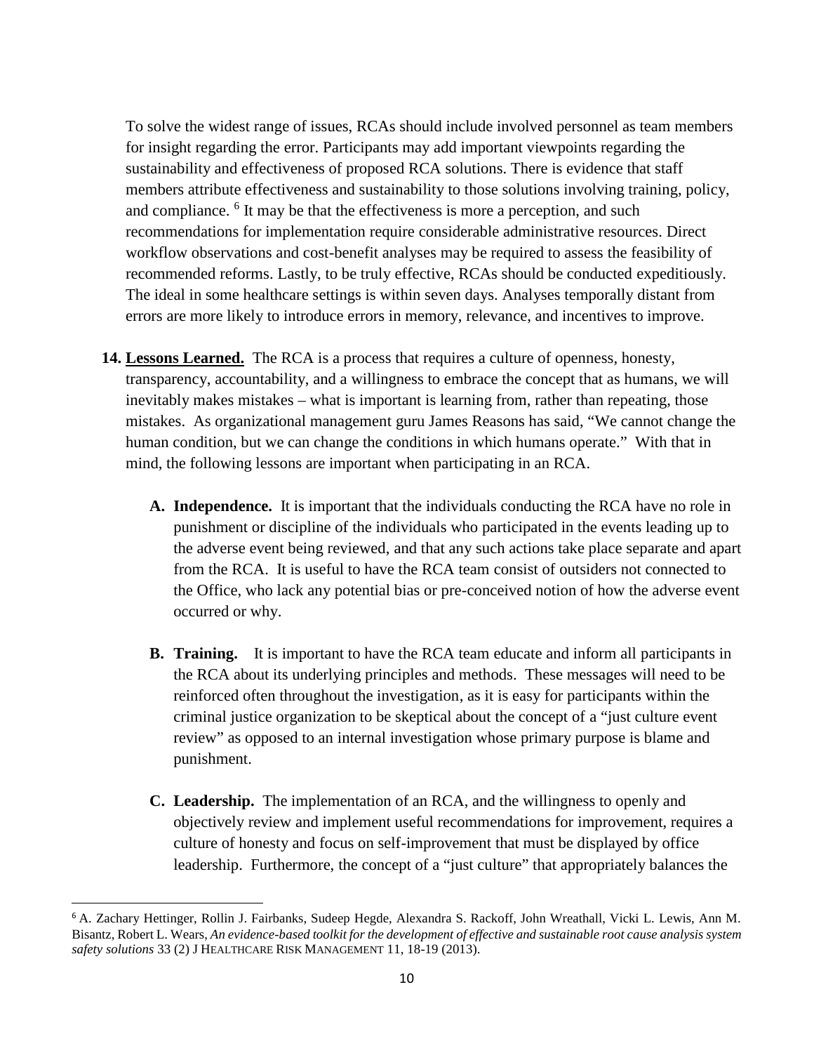To solve the widest range of issues, RCAs should include involved personnel as team members for insight regarding the error. Participants may add important viewpoints regarding the sustainability and effectiveness of proposed RCA solutions. There is evidence that staff members attribute effectiveness and sustainability to those solutions involving training, policy, and compliance. [6] It may be that the effectiveness is more a perception, and such recommendations for implementation require considerable administrative resources. Direct workflow observations and cost-benefit analyses may be required to assess the feasibility of recommended reforms. Lastly, to be truly effective, RCAs should be conducted expeditiously. The ideal in some healthcare settings is within seven days. Analyses temporally distant from errors are more likely to introduce errors in memory, relevance, and incentives to improve.

**14. <u>Lessons Learned.</u>** The RCA is a process that requires a culture of openness, honesty, transparency, accountability, and a willingness to embrace the concept that as humans, we will inevitably makes mistakes – what is important is learning from, rather than repeating, those mistakes. As organizational management guru James Reasons has said, "We cannot change the human condition, but we can change the conditions in which humans operate." With that in mind, the following lessons are important when participating in an RCA.

**A. Independence.** It is important that the individuals conducting the RCA have no role in punishment or discipline of the individuals who participated in the events leading up to the adverse event being reviewed, and that any such actions take place separate and apart from the RCA. It is useful to have the RCA team consist of outsiders not connected to the Office, who lack any potential bias or pre-conceived notion of how the adverse event occurred or why.

**B. Training.** It is important to have the RCA team educate and inform all participants in the RCA about its underlying principles and methods. These messages will need to be reinforced often throughout the investigation, as it is easy for participants within the criminal justice organization to be skeptical about the concept of a "just culture event review" as opposed to an internal investigation whose primary purpose is blame and punishment.

**C. Leadership.** The implementation of an RCA, and the willingness to openly and objectively review and implement useful recommendations for improvement, requires a culture of honesty and focus on self-improvement that must be displayed by office leadership. Furthermore, the concept of a "just culture" that appropriately balances the

---

[6] A. Zachary Hettinger, Rollin J. Fairbanks, Sudeep Hegde, Alexandra S. Rackoff, John Wreathall, Vicki L. Lewis, Ann M. Bisantz, Robert L. Wears, *An evidence-based toolkit for the development of effective and sustainable root cause analysis system safety solutions* 33 (2) J HEALTHCARE RISK MANAGEMENT 11, 18-19 (2013).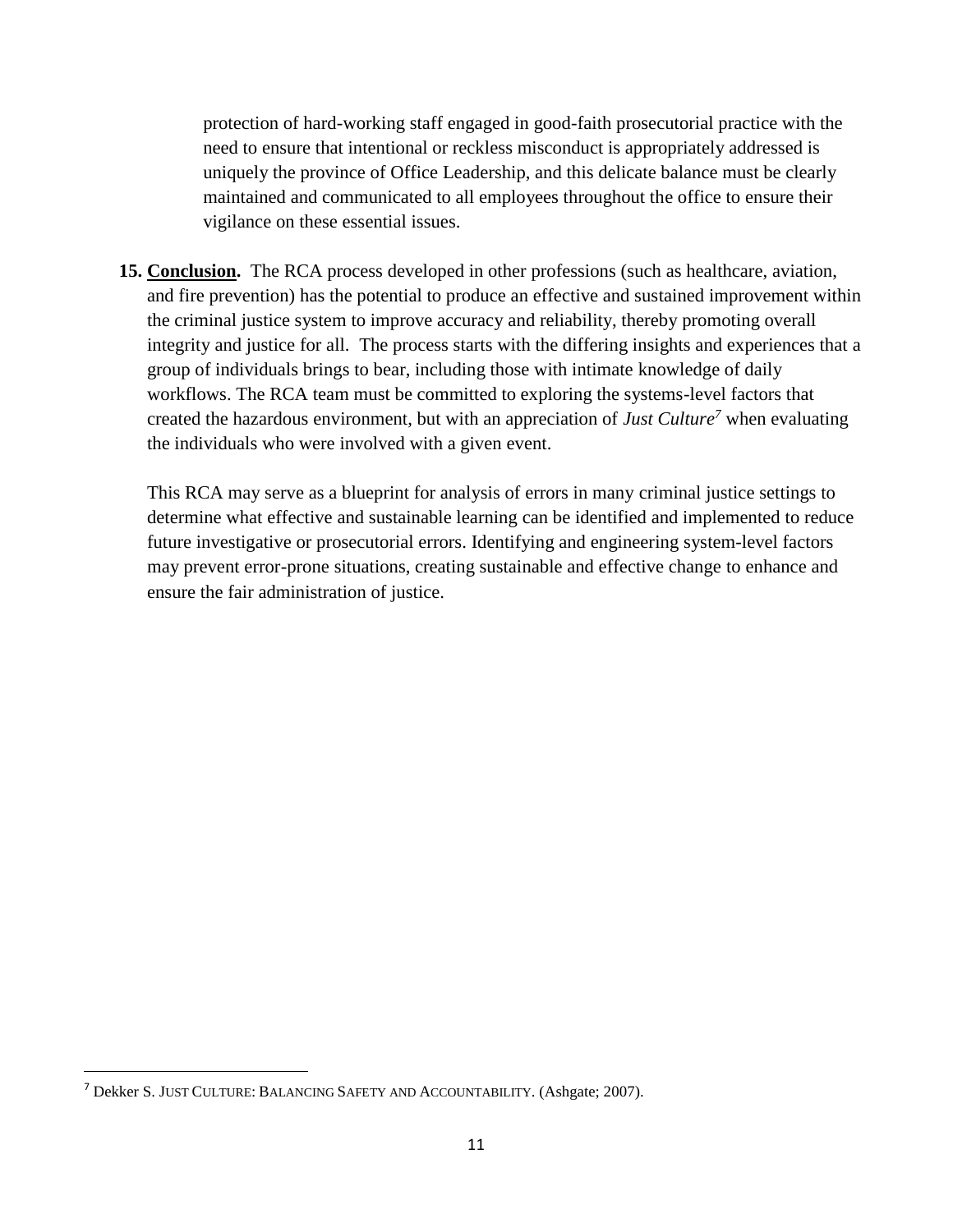protection of hard-working staff engaged in good-faith prosecutorial practice with the need to ensure that intentional or reckless misconduct is appropriately addressed is uniquely the province of Office Leadership, and this delicate balance must be clearly maintained and communicated to all employees throughout the office to ensure their vigilance on these essential issues.

**15. <u>Conclusion</u>.** The RCA process developed in other professions (such as healthcare, aviation, and fire prevention) has the potential to produce an effective and sustained improvement within the criminal justice system to improve accuracy and reliability, thereby promoting overall integrity and justice for all. The process starts with the differing insights and experiences that a group of individuals brings to bear, including those with intimate knowledge of daily workflows. The RCA team must be committed to exploring the systems-level factors that created the hazardous environment, but with an appreciation of *Just Culture*[7] when evaluating the individuals who were involved with a given event.

This RCA may serve as a blueprint for analysis of errors in many criminal justice settings to determine what effective and sustainable learning can be identified and implemented to reduce future investigative or prosecutorial errors. Identifying and engineering system-level factors may prevent error-prone situations, creating sustainable and effective change to enhance and ensure the fair administration of justice.

[7] Dekker S. JUST CULTURE: BALANCING SAFETY AND ACCOUNTABILITY. (Ashgate; 2007).